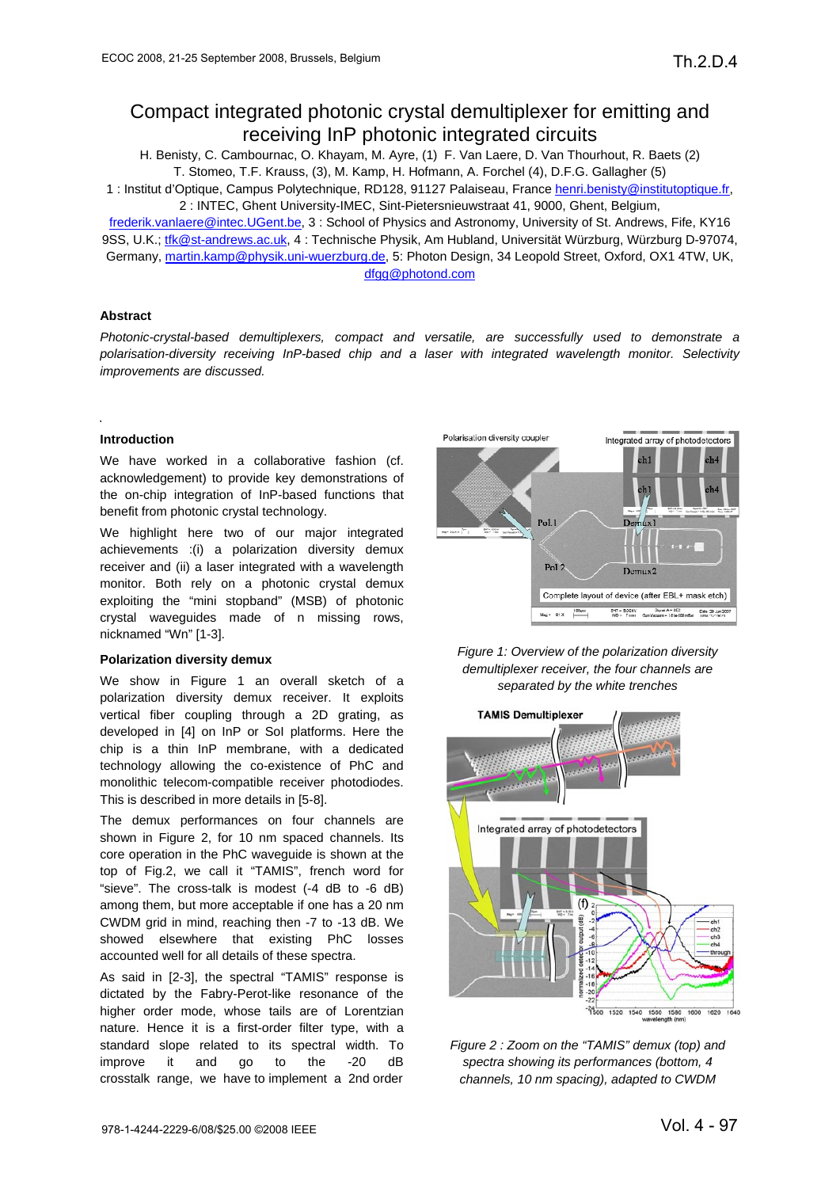# Compact integrated photonic crystal demultiplexer for emitting and receiving InP photonic integrated circuits

H. Benisty, C. Cambournac, O. Khayam, M. Ayre, (1) F. Van Laere, D. Van Thourhout, R. Baets (2) T. Stomeo, T.F. Krauss, (3), M. Kamp, H. Hofmann, A. Forchel (4), D.F.G. Gallagher (5)

1 : Institut d'Optique, Campus Polytechnique, RD128, 91127 Palaiseau, France henri.benisty@institutoptique.fr, 2 : INTEC, Ghent University-IMEC, Sint-Pietersnieuwstraat 41, 9000, Ghent, Belgium, frederik.vanlaere@intec.UGent.be, 3 : School of Physics and Astronomy, University of St. Andrews, Fife, KY16 9SS, U.K.; tfk@st-andrews.ac.uk, 4 : Technische Physik, Am Hubland, Universität Würzburg, Würzburg D-97074, Germany, martin.kamp@physik.uni-wuerzburg.de, 5: Photon Design, 34 Leopold Street, Oxford, OX1 4TW, UK, dfgg@photond.com

### Abstract

*Photonic-crystal-based demultiplexers, compact and versatile, are successfully used to demonstrate a polarisation-diversity receiving InP-based chip and a laser with integrated wavelength monitor. Selectivity improvements are discussed.*

### Introduction

We have worked in a collaborative fashion (cf. acknowledgement) to provide key demonstrations of the on-chip integration of InP-based functions that benefit from photonic crystal technology.

We highlight here two of our major integrated achievements :(i) a polarization diversity demux receiver and (ii) a laser integrated with a wavelength monitor. Both rely on a photonic crystal demux exploiting the "mini stopband" (MSB) of photonic crystal waveguides made of n missing rows, nicknamed "Wn" [1-3].

### Polarization diversity demux

We show in Figure 1 an overall sketch of a polarization diversity demux receiver. It exploits vertical fiber coupling through a 2D grating, as developed in [4] on InP or SoI platforms. Here the chip is a thin InP membrane, with a dedicated technology allowing the co-existence of PhC and monolithic telecom-compatible receiver photodiodes. This is described in more details in [5-8].

The demux performances on four channels are shown in Figure 2, for 10 nm spaced channels. Its core operation in the PhC waveguide is shown at the top of Fig.2, we call it "TAMIS", french word for "sieve". The cross-talk is modest (-4 dB to -6 dB) among them, but more acceptable if one has a 20 nm CWDM grid in mind, reaching then -7 to -13 dB. We showed elsewhere that existing PhC losses accounted well for all details of these spectra.

As said in [2-3], the spectral "TAMIS" response is dictated by the Fabry-Perot-like resonance of the higher order mode, whose tails are of Lorentzian nature. Hence it is a first-order filter type, with a standard slope related to its spectral width. To improve it and go to the -20 dB crosstalk range, we have to implement a 2nd order

*Figure 1: Overview of the polarization diversity demultiplexer receiver, the four channels are separated by the white trenches*

*Figure 2 : Zoom on the "TAMIS" demux (top) and spectra showing its performances (bottom, 4 channels, 10 nm spacing), adapted to CWDM*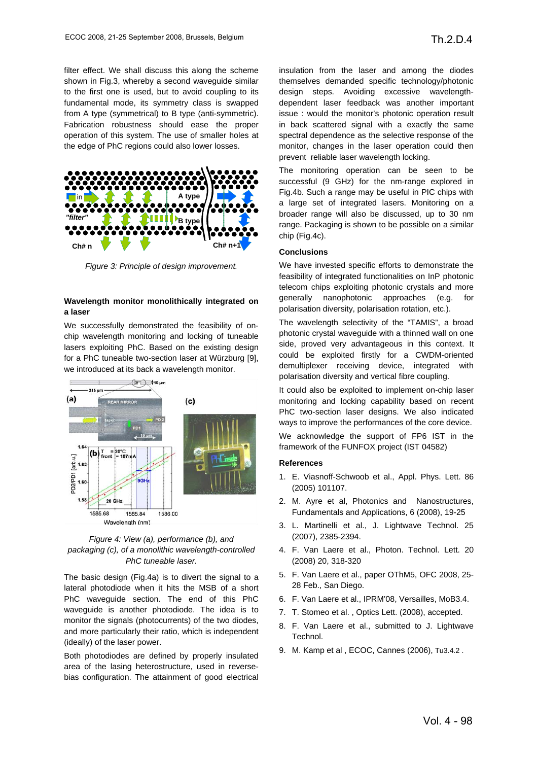filter effect. We shall discuss this along the scheme shown in Fig.3, whereby a second waveguide similar to the first one is used, but to avoid coupling to its fundamental mode, its symmetry class is swapped from A type (symmetrical) to B type (anti-symmetric). Fabrication robustness should ease the proper operation of this system. The use of smaller holes at the edge of PhC regions could also lower losses.

in
A type
"filter"
B type
Ch# n
Ch# n+1

*Figure 3: Principle of design improvement.*

**Wavelength monitor monolithically integrated on a laser**

We successfully demonstrated the feasibility of on-chip wavelength monitoring and locking of tuneable lasers exploiting PhC. Based on the existing design for a PhC tuneable two-section laser at Würzburg [9], we introduced at its back a wavelength monitor.

(a)
315 µm
15 µm
REAR MIRROR
laser
PD 2
PD1
10 µm
(b) T = 20°C
I front = 187mA
PD2/PD1 [arb.u.]
1.64
1.62
1.60
1.58
9GHz
20 GHz
1585.68
1585.84
1586.00
Wavelength (nm)
(c)

*Figure 4: View (a), performance (b), and packaging (c), of a monolithic wavelength-controlled PhC tuneable laser.*

The basic design (Fig.4a) is to divert the signal to a lateral photodiode when it hits the MSB of a short PhC waveguide section. The end of this PhC waveguide is another photodiode. The idea is to monitor the signals (photocurrents) of the two diodes, and more particularly their ratio, which is independent (ideally) of the laser power.

Both photodiodes are defined by properly insulated area of the lasing heterostructure, used in reverse-bias configuration. The attainment of good electrical insulation from the laser and among the diodes themselves demanded specific technology/photonic design steps. Avoiding excessive wavelength-dependent laser feedback was another important issue : would the monitor's photonic operation result in back scattered signal with a exactly the same spectral dependence as the selective response of the monitor, changes in the laser operation could then prevent reliable laser wavelength locking.

The monitoring operation can be seen to be successful (9 GHz) for the nm-range explored in Fig.4b. Such a range may be useful in PIC chips with a large set of integrated lasers. Monitoring on a broader range will also be discussed, up to 30 nm range. Packaging is shown to be possible on a similar chip (Fig.4c).

## Conclusions

We have invested specific efforts to demonstrate the feasibility of integrated functionalities on InP photonic telecom chips exploiting photonic crystals and more generally nanophotonic approaches (e.g. for polarisation diversity, polarisation rotation, etc.).

The wavelength selectivity of the "TAMIS", a broad photonic crystal waveguide with a thinned wall on one side, proved very advantageous in this context. It could be exploited firstly for a CWDM-oriented demultiplexer receiving device, integrated with polarisation diversity and vertical fibre coupling.

It could also be exploited to implement on-chip laser monitoring and locking capability based on recent PhC two-section laser designs. We also indicated ways to improve the performances of the core device.

We acknowledge the support of FP6 IST in the framework of the FUNFOX project (IST 04582)

## References

1. E. Viasnoff-Schwoob et al., Appl. Phys. Lett. 86 (2005) 101107.
2. M. Ayre et al, Photonics and Nanostructures, Fundamentals and Applications, 6 (2008), 19-25
3. L. Martinelli et al., J. Lightwave Technol. 25 (2007), 2385-2394.
4. F. Van Laere et al., Photon. Technol. Lett. 20 (2008) 20, 318-320
5. F. Van Laere et al., paper OThM5, OFC 2008, 25-28 Feb., San Diego.
6. F. Van Laere et al., IPRM'08, Versailles, MoB3.4.
7. T. Stomeo et al. , Optics Lett. (2008), accepted.
8. F. Van Laere et al., submitted to J. Lightwave Technol.
9. M. Kamp et al , ECOC, Cannes (2006), Tu3.4.2 .